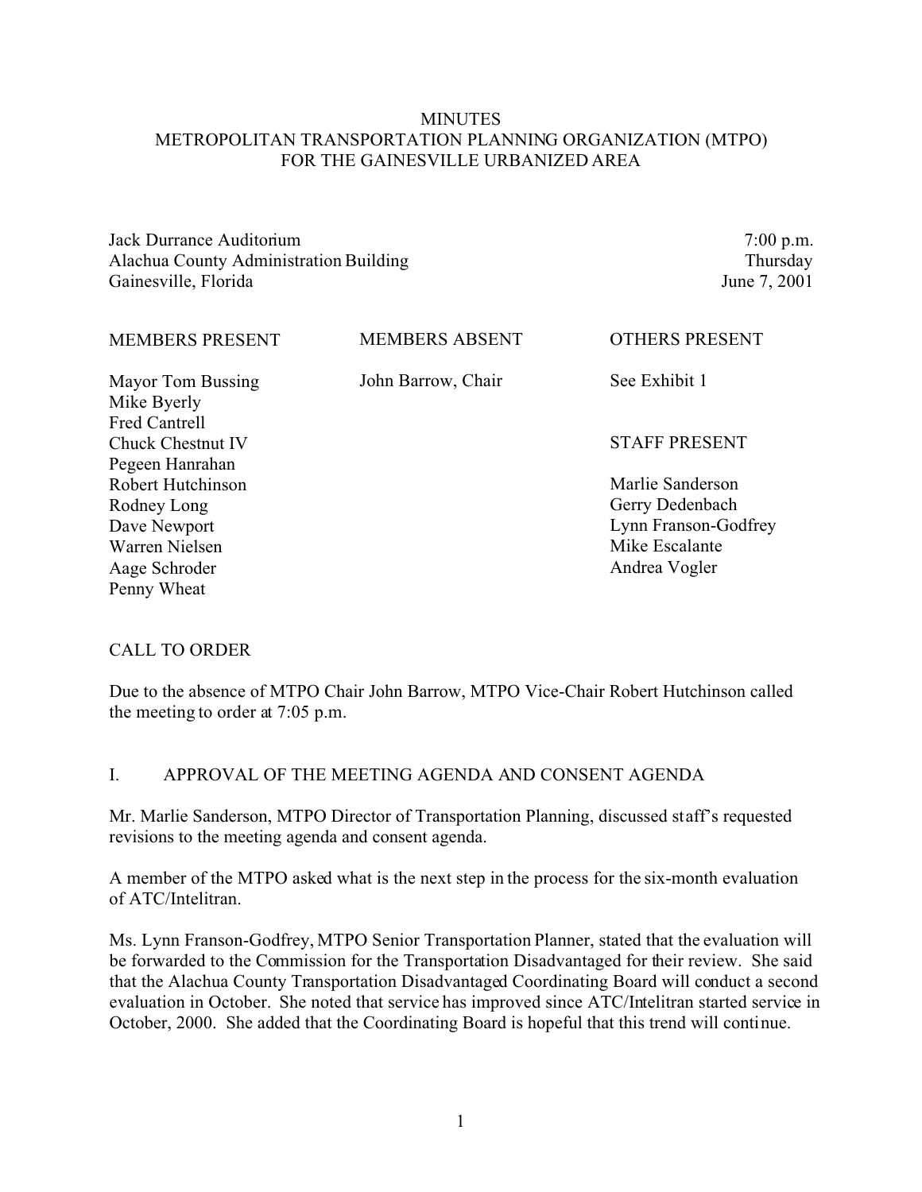# MINUTES
# METROPOLITAN TRANSPORTATION PLANNING ORGANIZATION (MTPO)
# FOR THE GAINESVILLE URBANIZED AREA

Jack Durrance Auditorium
Alachua County Administration Building
Gainesville, Florida

7:00 p.m.
Thursday
June 7, 2001

| MEMBERS PRESENT | MEMBERS ABSENT | OTHERS PRESENT |
|---|---|---|
| Mayor Tom Bussing | John Barrow, Chair | See Exhibit 1 |
| Mike Byerly | | |
| Fred Cantrell | | |
| Chuck Chestnut IV | | STAFF PRESENT |
| Pegeen Hanrahan | | |
| Robert Hutchinson | | Marlie Sanderson |
| Rodney Long | | Gerry Dedenbach |
| Dave Newport | | Lynn Franson-Godfrey |
| Warren Nielsen | | Mike Escalante |
| Aage Schroder | | Andrea Vogler |
| Penny Wheat | | |

## CALL TO ORDER

Due to the absence of MTPO Chair John Barrow, MTPO Vice-Chair Robert Hutchinson called the meeting to order at 7:05 p.m.

## I. APPROVAL OF THE MEETING AGENDA AND CONSENT AGENDA

Mr. Marlie Sanderson, MTPO Director of Transportation Planning, discussed staff's requested revisions to the meeting agenda and consent agenda.

A member of the MTPO asked what is the next step in the process for the six-month evaluation of ATC/Intelitran.

Ms. Lynn Franson-Godfrey, MTPO Senior Transportation Planner, stated that the evaluation will be forwarded to the Commission for the Transportation Disadvantaged for their review. She said that the Alachua County Transportation Disadvantaged Coordinating Board will conduct a second evaluation in October. She noted that service has improved since ATC/Intelitran started service in October, 2000. She added that the Coordinating Board is hopeful that this trend will continue.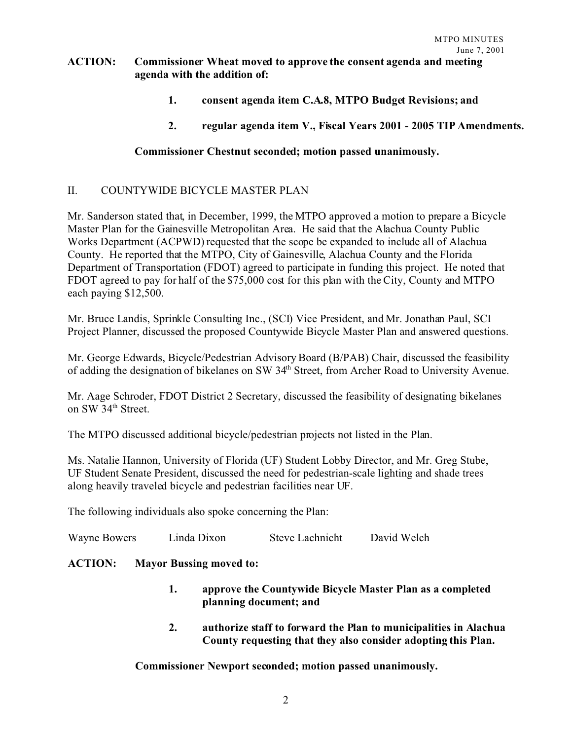**ACTION: Commissioner Wheat moved to approve the consent agenda and meeting agenda with the addition of:**

> **1. consent agenda item C.A.8, MTPO Budget Revisions; and**
>
> **2. regular agenda item V., Fiscal Years 2001 - 2005 TIP Amendments.**

**Commissioner Chestnut seconded; motion passed unanimously.**

## II. COUNTYWIDE BICYCLE MASTER PLAN

Mr. Sanderson stated that, in December, 1999, the MTPO approved a motion to prepare a Bicycle Master Plan for the Gainesville Metropolitan Area. He said that the Alachua County Public Works Department (ACPWD) requested that the scope be expanded to include all of Alachua County. He reported that the MTPO, City of Gainesville, Alachua County and the Florida Department of Transportation (FDOT) agreed to participate in funding this project. He noted that FDOT agreed to pay for half of the $75,000 cost for this plan with the City, County and MTPO each paying $12,500.

Mr. Bruce Landis, Sprinkle Consulting Inc., (SCI) Vice President, and Mr. Jonathan Paul, SCI Project Planner, discussed the proposed Countywide Bicycle Master Plan and answered questions.

Mr. George Edwards, Bicycle/Pedestrian Advisory Board (B/PAB) Chair, discussed the feasibility of adding the designation of bikelanes on SW 34th Street, from Archer Road to University Avenue.

Mr. Aage Schroder, FDOT District 2 Secretary, discussed the feasibility of designating bikelanes on SW 34th Street.

The MTPO discussed additional bicycle/pedestrian projects not listed in the Plan.

Ms. Natalie Hannon, University of Florida (UF) Student Lobby Director, and Mr. Greg Stube, UF Student Senate President, discussed the need for pedestrian-scale lighting and shade trees along heavily traveled bicycle and pedestrian facilities near UF.

The following individuals also spoke concerning the Plan:

Wayne Bowers    Linda Dixon    Steve Lachnicht    David Welch

**ACTION: Mayor Bussing moved to:**

> **1. approve the Countywide Bicycle Master Plan as a completed planning document; and**
>
> **2. authorize staff to forward the Plan to municipalities in Alachua County requesting that they also consider adopting this Plan.**

**Commissioner Newport seconded; motion passed unanimously.**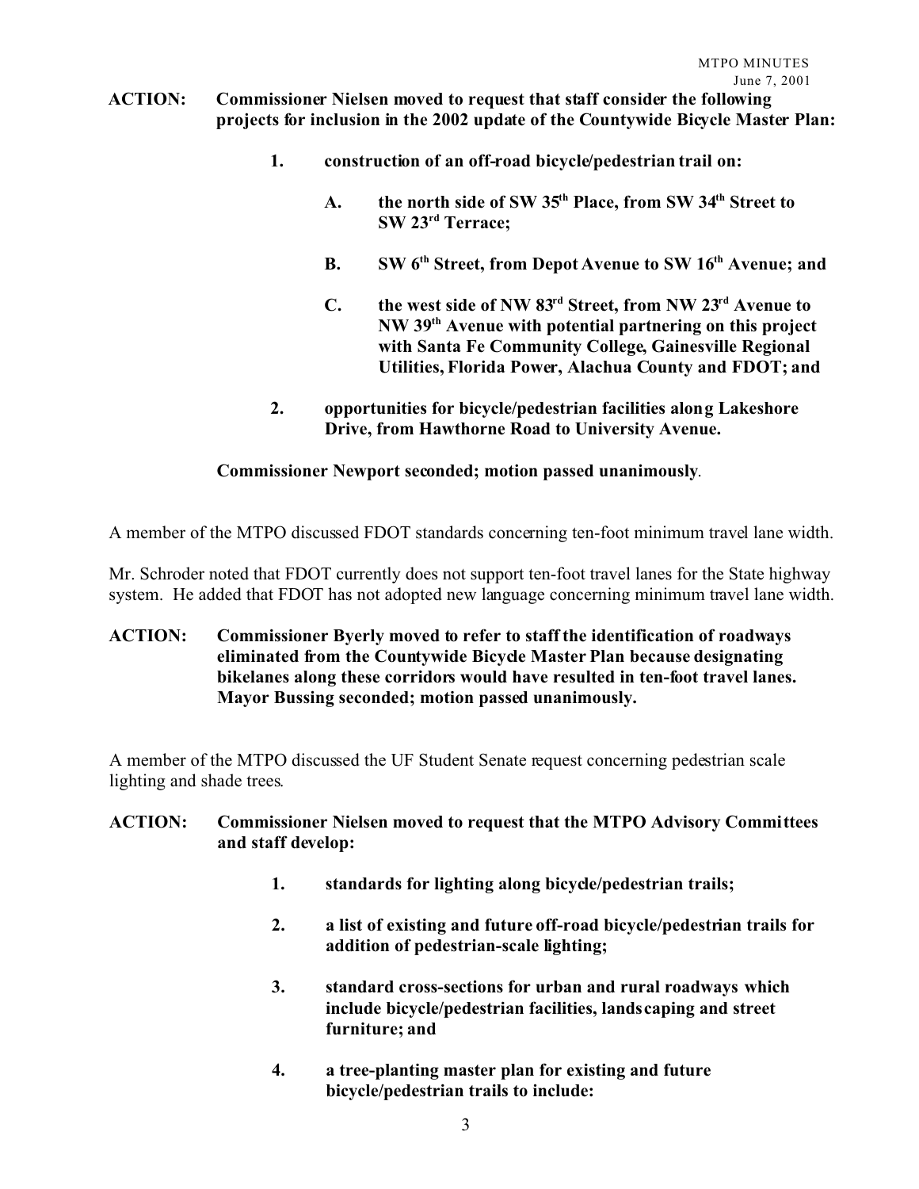**ACTION: Commissioner Nielsen moved to request that staff consider the following projects for inclusion in the 2002 update of the Countywide Bicycle Master Plan:**

> **1. construction of an off-road bicycle/pedestrian trail on:**
>
> > **A. the north side of SW 35th Place, from SW 34th Street to SW 23rd Terrace;**
> >
> > **B. SW 6th Street, from Depot Avenue to SW 16th Avenue; and**
> >
> > **C. the west side of NW 83rd Street, from NW 23rd Avenue to NW 39th Avenue with potential partnering on this project with Santa Fe Community College, Gainesville Regional Utilities, Florida Power, Alachua County and FDOT; and**
>
> **2. opportunities for bicycle/pedestrian facilities along Lakeshore Drive, from Hawthorne Road to University Avenue.**

**Commissioner Newport seconded; motion passed unanimously**.

A member of the MTPO discussed FDOT standards concerning ten-foot minimum travel lane width.

Mr. Schroder noted that FDOT currently does not support ten-foot travel lanes for the State highway system. He added that FDOT has not adopted new language concerning minimum travel lane width.

**ACTION: Commissioner Byerly moved to refer to staff the identification of roadways eliminated from the Countywide Bicycle Master Plan because designating bikelanes along these corridors would have resulted in ten-foot travel lanes. Mayor Bussing seconded; motion passed unanimously.**

A member of the MTPO discussed the UF Student Senate request concerning pedestrian scale lighting and shade trees.

**ACTION: Commissioner Nielsen moved to request that the MTPO Advisory Committees and staff develop:**

> **1. standards for lighting along bicycle/pedestrian trails;**
>
> **2. a list of existing and future off-road bicycle/pedestrian trails for addition of pedestrian-scale lighting;**
>
> **3. standard cross-sections for urban and rural roadways which include bicycle/pedestrian facilities, landscaping and street furniture; and**
>
> **4. a tree-planting master plan for existing and future bicycle/pedestrian trails to include:**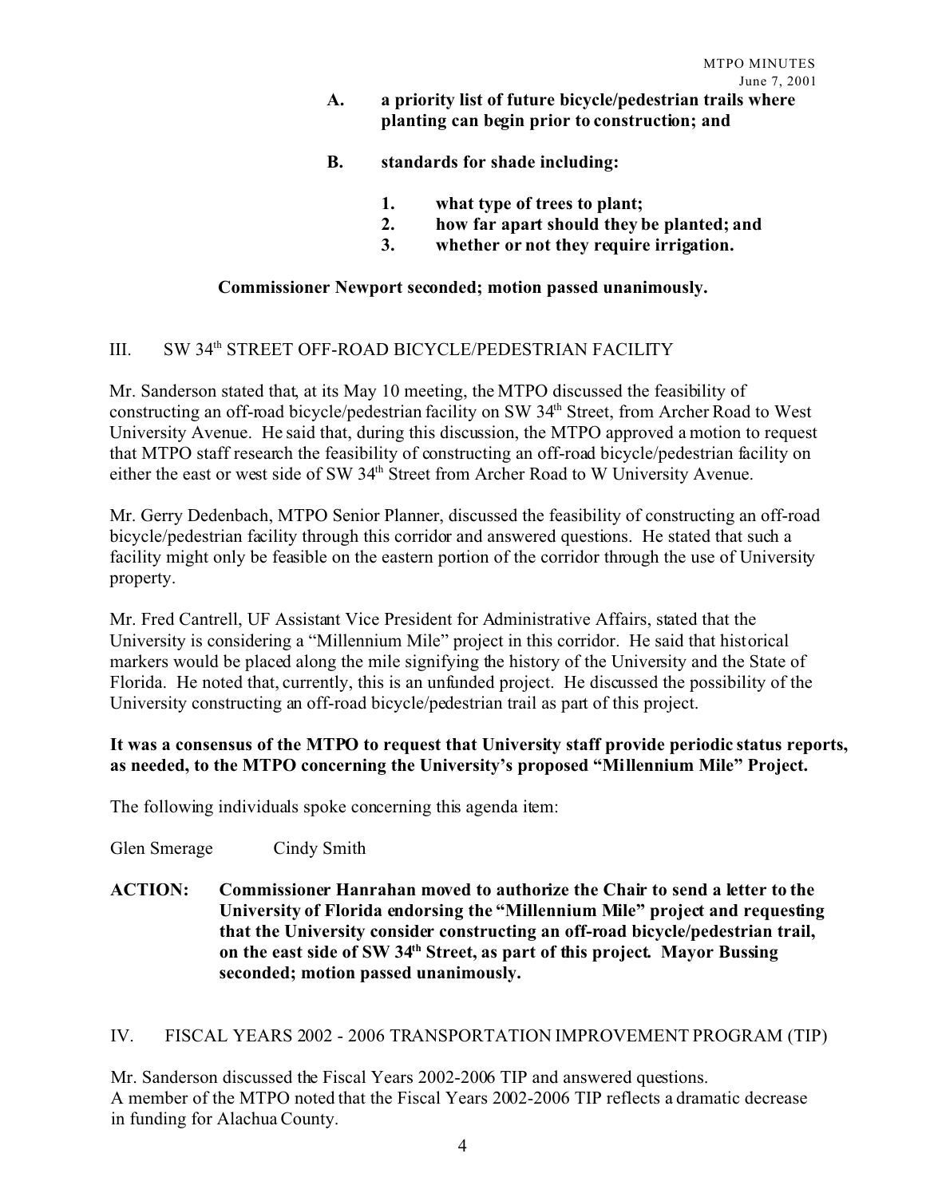**A. a priority list of future bicycle/pedestrian trails where planting can begin prior to construction; and**

**B. standards for shade including:**

**1. what type of trees to plant;**
**2. how far apart should they be planted; and**
**3. whether or not they require irrigation.**

**Commissioner Newport seconded; motion passed unanimously.**

## III. SW 34th STREET OFF-ROAD BICYCLE/PEDESTRIAN FACILITY

Mr. Sanderson stated that, at its May 10 meeting, the MTPO discussed the feasibility of constructing an off-road bicycle/pedestrian facility on SW 34th Street, from Archer Road to West University Avenue. He said that, during this discussion, the MTPO approved a motion to request that MTPO staff research the feasibility of constructing an off-road bicycle/pedestrian facility on either the east or west side of SW 34th Street from Archer Road to W University Avenue.

Mr. Gerry Dedenbach, MTPO Senior Planner, discussed the feasibility of constructing an off-road bicycle/pedestrian facility through this corridor and answered questions. He stated that such a facility might only be feasible on the eastern portion of the corridor through the use of University property.

Mr. Fred Cantrell, UF Assistant Vice President for Administrative Affairs, stated that the University is considering a "Millennium Mile" project in this corridor. He said that historical markers would be placed along the mile signifying the history of the University and the State of Florida. He noted that, currently, this is an unfunded project. He discussed the possibility of the University constructing an off-road bicycle/pedestrian trail as part of this project.

**It was a consensus of the MTPO to request that University staff provide periodic status reports, as needed, to the MTPO concerning the University's proposed "Millennium Mile" Project.**

The following individuals spoke concerning this agenda item:

Glen Smerage Cindy Smith

**ACTION: Commissioner Hanrahan moved to authorize the Chair to send a letter to the University of Florida endorsing the "Millennium Mile" project and requesting that the University consider constructing an off-road bicycle/pedestrian trail, on the east side of SW 34th Street, as part of this project. Mayor Bussing seconded; motion passed unanimously.**

## IV. FISCAL YEARS 2002 - 2006 TRANSPORTATION IMPROVEMENT PROGRAM (TIP)

Mr. Sanderson discussed the Fiscal Years 2002-2006 TIP and answered questions.
A member of the MTPO noted that the Fiscal Years 2002-2006 TIP reflects a dramatic decrease in funding for Alachua County.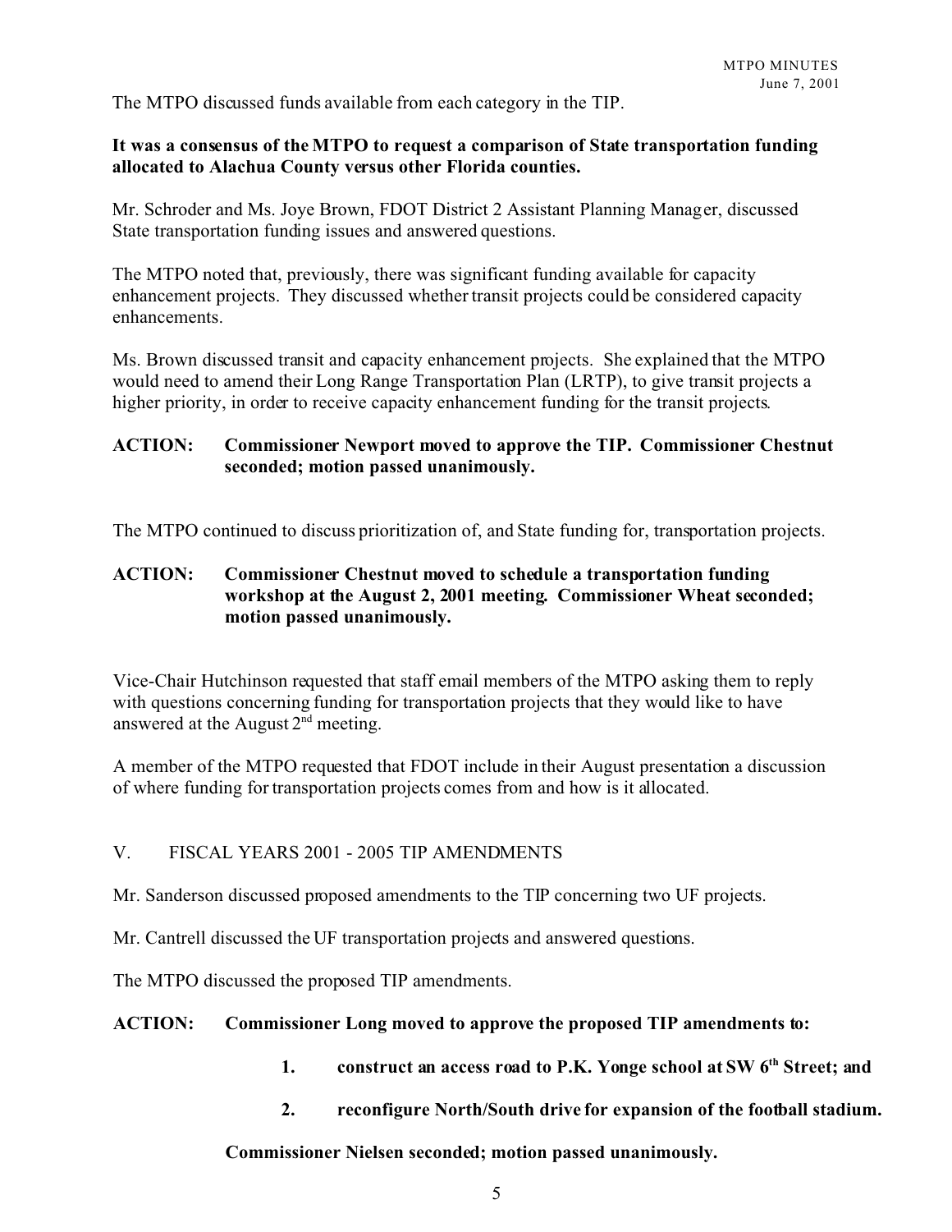The MTPO discussed funds available from each category in the TIP.

**It was a consensus of the MTPO to request a comparison of State transportation funding allocated to Alachua County versus other Florida counties.**

Mr. Schroder and Ms. Joye Brown, FDOT District 2 Assistant Planning Manager, discussed State transportation funding issues and answered questions.

The MTPO noted that, previously, there was significant funding available for capacity enhancement projects. They discussed whether transit projects could be considered capacity enhancements.

Ms. Brown discussed transit and capacity enhancement projects. She explained that the MTPO would need to amend their Long Range Transportation Plan (LRTP), to give transit projects a higher priority, in order to receive capacity enhancement funding for the transit projects.

**ACTION: Commissioner Newport moved to approve the TIP. Commissioner Chestnut seconded; motion passed unanimously.**

The MTPO continued to discuss prioritization of, and State funding for, transportation projects.

**ACTION: Commissioner Chestnut moved to schedule a transportation funding workshop at the August 2, 2001 meeting. Commissioner Wheat seconded; motion passed unanimously.**

Vice-Chair Hutchinson requested that staff email members of the MTPO asking them to reply with questions concerning funding for transportation projects that they would like to have answered at the August 2nd meeting.

A member of the MTPO requested that FDOT include in their August presentation a discussion of where funding for transportation projects comes from and how is it allocated.

## V. FISCAL YEARS 2001 - 2005 TIP AMENDMENTS

Mr. Sanderson discussed proposed amendments to the TIP concerning two UF projects.

Mr. Cantrell discussed the UF transportation projects and answered questions.

The MTPO discussed the proposed TIP amendments.

**ACTION: Commissioner Long moved to approve the proposed TIP amendments to:**

1. **construct an access road to P.K. Yonge school at SW 6th Street; and**
2. **reconfigure North/South drive for expansion of the football stadium.**

**Commissioner Nielsen seconded; motion passed unanimously.**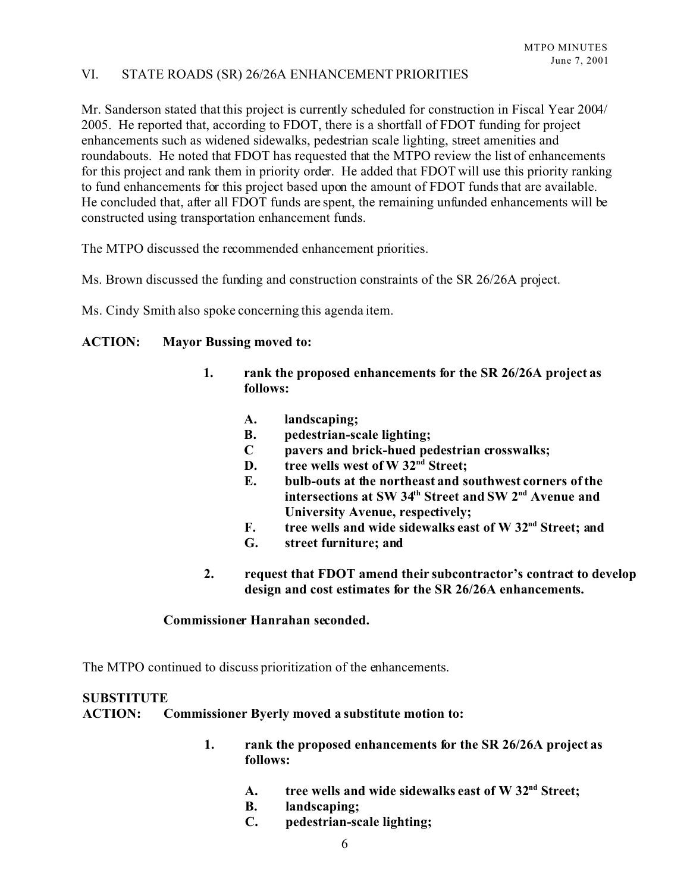## VI. STATE ROADS (SR) 26/26A ENHANCEMENT PRIORITIES

Mr. Sanderson stated that this project is currently scheduled for construction in Fiscal Year 2004/ 2005. He reported that, according to FDOT, there is a shortfall of FDOT funding for project enhancements such as widened sidewalks, pedestrian scale lighting, street amenities and roundabouts. He noted that FDOT has requested that the MTPO review the list of enhancements for this project and rank them in priority order. He added that FDOT will use this priority ranking to fund enhancements for this project based upon the amount of FDOT funds that are available. He concluded that, after all FDOT funds are spent, the remaining unfunded enhancements will be constructed using transportation enhancement funds.

The MTPO discussed the recommended enhancement priorities.

Ms. Brown discussed the funding and construction constraints of the SR 26/26A project.

Ms. Cindy Smith also spoke concerning this agenda item.

**ACTION: Mayor Bussing moved to:**

> **1. rank the proposed enhancements for the SR 26/26A project as follows:**
>
> > **A. landscaping;**
> > **B. pedestrian-scale lighting;**
> > **C pavers and brick-hued pedestrian crosswalks;**
> > **D. tree wells west of W 32nd Street;**
> > **E. bulb-outs at the northeast and southwest corners of the intersections at SW 34th Street and SW 2nd Avenue and University Avenue, respectively;**
> > **F. tree wells and wide sidewalks east of W 32nd Street; and**
> > **G. street furniture; and**
>
> **2. request that FDOT amend their subcontractor's contract to develop design and cost estimates for the SR 26/26A enhancements.**

**Commissioner Hanrahan seconded.**

The MTPO continued to discuss prioritization of the enhancements.

**SUBSTITUTE**
**ACTION: Commissioner Byerly moved a substitute motion to:**

> **1. rank the proposed enhancements for the SR 26/26A project as follows:**
>
> > **A. tree wells and wide sidewalks east of W 32nd Street;**
> > **B. landscaping;**
> > **C. pedestrian-scale lighting;**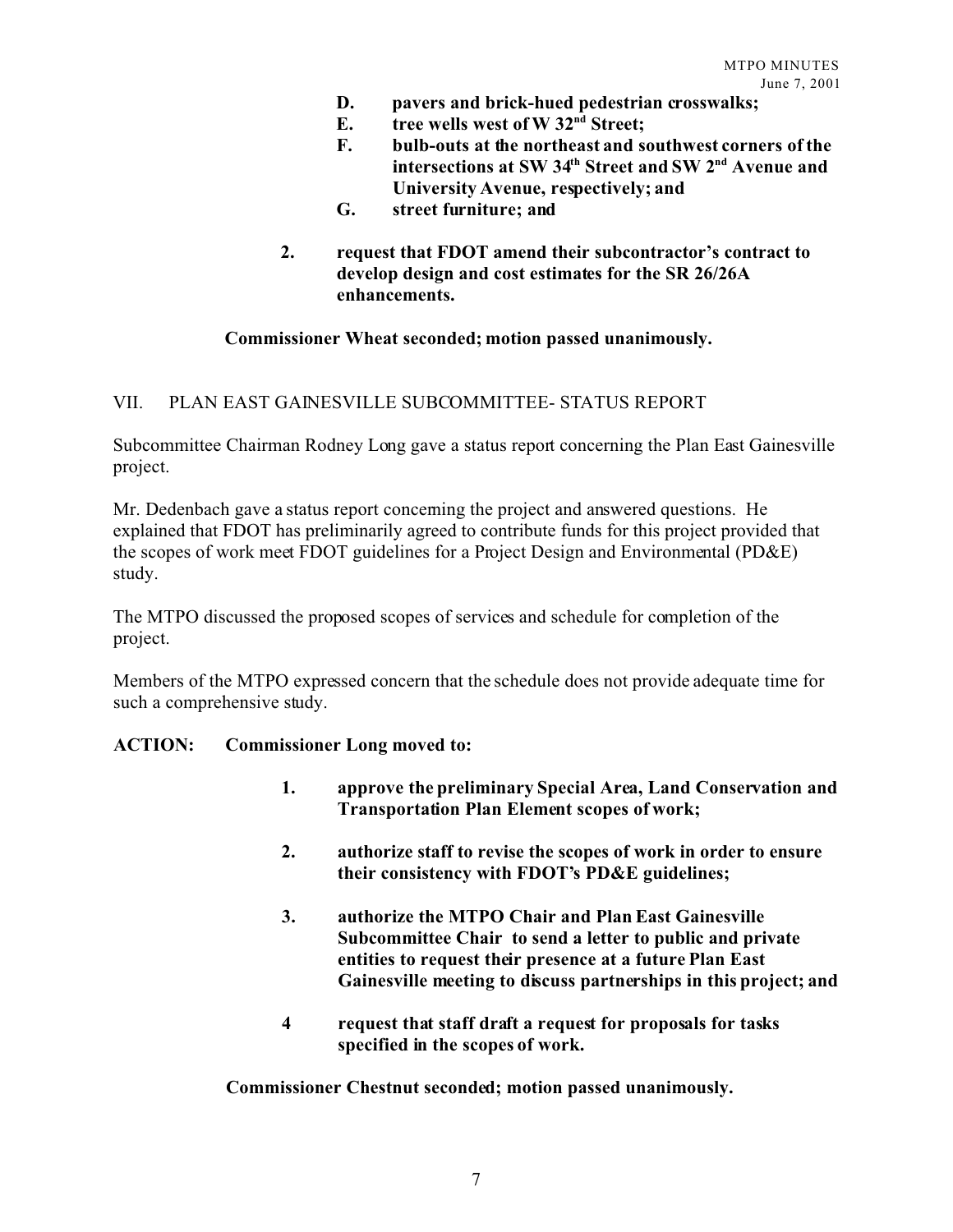**D. pavers and brick-hued pedestrian crosswalks;**

**E. tree wells west of W 32nd Street;**

**F. bulb-outs at the northeast and southwest corners of the intersections at SW 34th Street and SW 2nd Avenue and University Avenue, respectively; and**

**G. street furniture; and**

**2. request that FDOT amend their subcontractor's contract to develop design and cost estimates for the SR 26/26A enhancements.**

**Commissioner Wheat seconded; motion passed unanimously.**

VII. PLAN EAST GAINESVILLE SUBCOMMITTEE- STATUS REPORT

Subcommittee Chairman Rodney Long gave a status report concerning the Plan East Gainesville project.

Mr. Dedenbach gave a status report concerning the project and answered questions. He explained that FDOT has preliminarily agreed to contribute funds for this project provided that the scopes of work meet FDOT guidelines for a Project Design and Environmental (PD&E) study.

The MTPO discussed the proposed scopes of services and schedule for completion of the project.

Members of the MTPO expressed concern that the schedule does not provide adequate time for such a comprehensive study.

**ACTION: Commissioner Long moved to:**

**1. approve the preliminary Special Area, Land Conservation and Transportation Plan Element scopes of work;**

**2. authorize staff to revise the scopes of work in order to ensure their consistency with FDOT's PD&E guidelines;**

**3. authorize the MTPO Chair and Plan East Gainesville Subcommittee Chair to send a letter to public and private entities to request their presence at a future Plan East Gainesville meeting to discuss partnerships in this project; and**

**4 request that staff draft a request for proposals for tasks specified in the scopes of work.**

**Commissioner Chestnut seconded; motion passed unanimously.**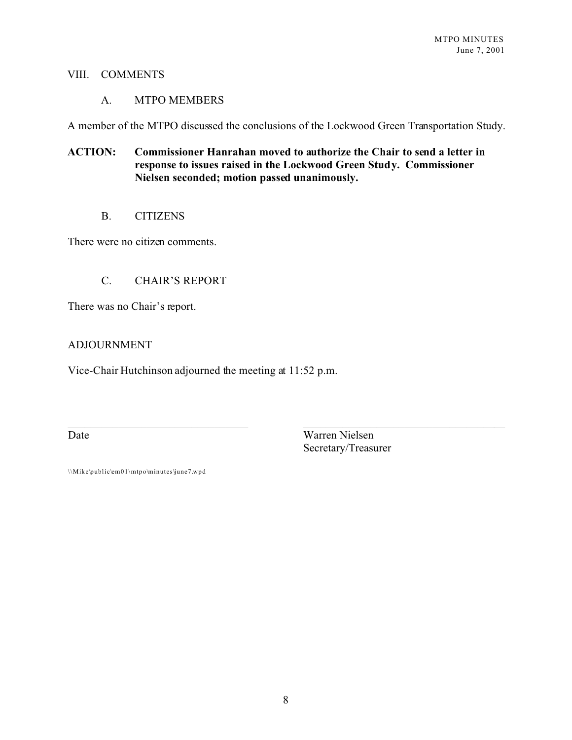## VIII. COMMENTS

### A. MTPO MEMBERS

A member of the MTPO discussed the conclusions of the Lockwood Green Transportation Study.

**ACTION: Commissioner Hanrahan moved to authorize the Chair to send a letter in response to issues raised in the Lockwood Green Study. Commissioner Nielsen seconded; motion passed unanimously.**

### B. CITIZENS

There were no citizen comments.

### C. CHAIR'S REPORT

There was no Chair's report.

## ADJOURNMENT

Vice-Chair Hutchinson adjourned the meeting at 11:52 p.m.

\_\_\_\_\_\_\_\_\_\_\_\_\_\_\_\_\_\_\_\_\_\_\_\_\_\_\_\_\_\_\_\_\_\_
Date

\_\_\_\_\_\_\_\_\_\_\_\_\_\_\_\_\_\_\_\_\_\_\_\_\_\_\_\_\_\_\_\_\_\_\_\_\_\_
Warren Nielsen
Secretary/Treasurer

\\Mike\public\em01\mtpo\minutes\june7.wpd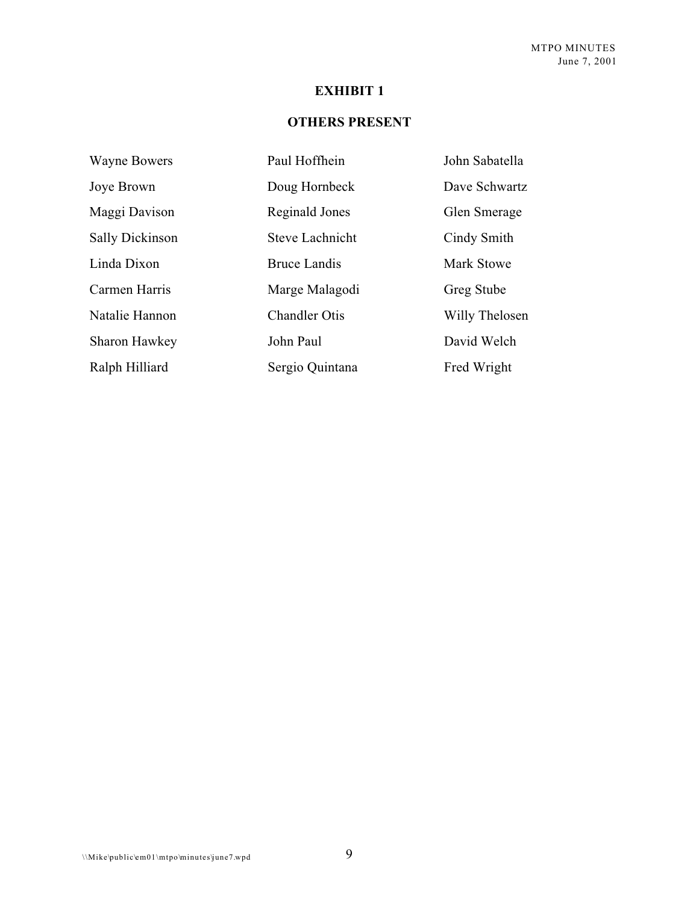## EXHIBIT 1

## OTHERS PRESENT

| | | |
|---|---|---|
| Wayne Bowers | Paul Hoffhein | John Sabatella |
| Joye Brown | Doug Hornbeck | Dave Schwartz |
| Maggi Davison | Reginald Jones | Glen Smerage |
| Sally Dickinson | Steve Lachnicht | Cindy Smith |
| Linda Dixon | Bruce Landis | Mark Stowe |
| Carmen Harris | Marge Malagodi | Greg Stube |
| Natalie Hannon | Chandler Otis | Willy Thelosen |
| Sharon Hawkey | John Paul | David Welch |
| Ralph Hilliard | Sergio Quintana | Fred Wright |

\\Mike\public\em01\mtpo\minutes\june7.wpd